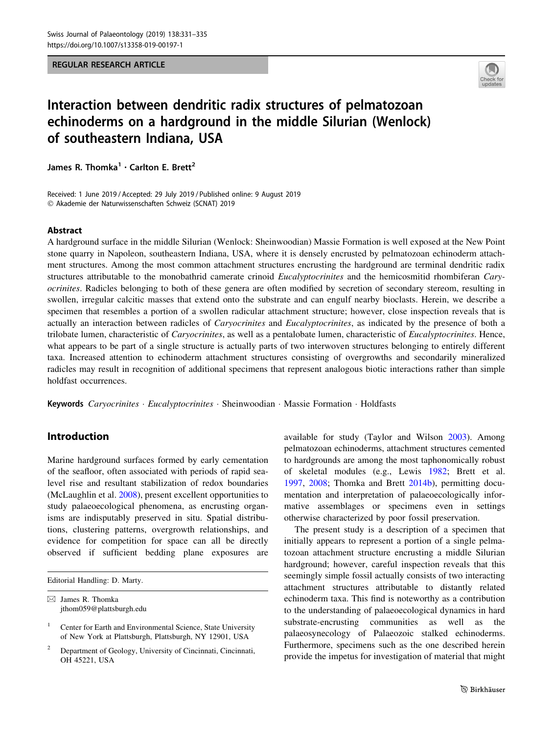REGULAR RESEARCH ARTICLE

# Interaction between dendritic radix structures of pelmatozoan echinoderms on a hardground in the middle Silurian (Wenlock) of southeastern Indiana, USA

**James R. Thomka[1] · Carlton E. Brett[2]**

Received: 1 June 2019 / Accepted: 29 July 2019 / Published online: 9 August 2019
© Akademie der Naturwissenschaften Schweiz (SCNAT) 2019

## Abstract

A hardground surface in the middle Silurian (Wenlock: Sheinwoodian) Massie Formation is well exposed at the New Point stone quarry in Napoleon, southeastern Indiana, USA, where it is densely encrusted by pelmatozoan echinoderm attachment structures. Among the most common attachment structures encrusting the hardground are terminal dendritic radix structures attributable to the monobathrid camerate crinoid *Eucalyptocrinites* and the hemicosmitid rhombiferan *Caryocrinites*. Radicles belonging to both of these genera are often modified by secretion of secondary stereom, resulting in swollen, irregular calcitic masses that extend onto the substrate and can engulf nearby bioclasts. Herein, we describe a specimen that resembles a portion of a swollen radicular attachment structure; however, close inspection reveals that is actually an interaction between radicles of *Caryocrinites* and *Eucalyptocrinites*, as indicated by the presence of both a trilobate lumen, characteristic of *Caryocrinites*, as well as a pentalobate lumen, characteristic of *Eucalyptocrinites*. Hence, what appears to be part of a single structure is actually parts of two interwoven structures belonging to entirely different taxa. Increased attention to echinoderm attachment structures consisting of overgrowths and secondarily mineralized radicles may result in recognition of additional specimens that represent analogous biotic interactions rather than simple holdfast occurrences.

**Keywords** *Caryocrinites* · *Eucalyptocrinites* · Sheinwoodian · Massie Formation · Holdfasts

## Introduction

Marine hardground surfaces formed by early cementation of the seafloor, often associated with periods of rapid sea-level rise and resultant stabilization of redox boundaries (McLaughlin et al. 2008), present excellent opportunities to study palaeoecological phenomena, as encrusting organisms are indisputably preserved in situ. Spatial distributions, clustering patterns, overgrowth relationships, and evidence for competition for space can all be directly observed if sufficient bedding plane exposures are available for study (Taylor and Wilson 2003). Among pelmatozoan echinoderms, attachment structures cemented to hardgrounds are among the most taphonomically robust of skeletal modules (e.g., Lewis 1982; Brett et al. 1997, 2008; Thomka and Brett 2014b), permitting documentation and interpretation of palaeoecologically informative assemblages or specimens even in settings otherwise characterized by poor fossil preservation.

The present study is a description of a specimen that initially appears to represent a portion of a single pelmatozoan attachment structure encrusting a middle Silurian hardground; however, careful inspection reveals that this seemingly simple fossil actually consists of two interacting attachment structures attributable to distantly related echinoderm taxa. This find is noteworthy as a contribution to the understanding of palaeoecological dynamics in hard substrate-encrusting communities as well as the palaeosynecology of Palaeozoic stalked echinoderms. Furthermore, specimens such as the one described herein provide the impetus for investigation of material that might

---

Editorial Handling: D. Marty.

✉ James R. Thomka
jthom059@plattsburgh.edu

[1] Center for Earth and Environmental Science, State University of New York at Plattsburgh, Plattsburgh, NY 12901, USA

[2] Department of Geology, University of Cincinnati, Cincinnati, OH 45221, USA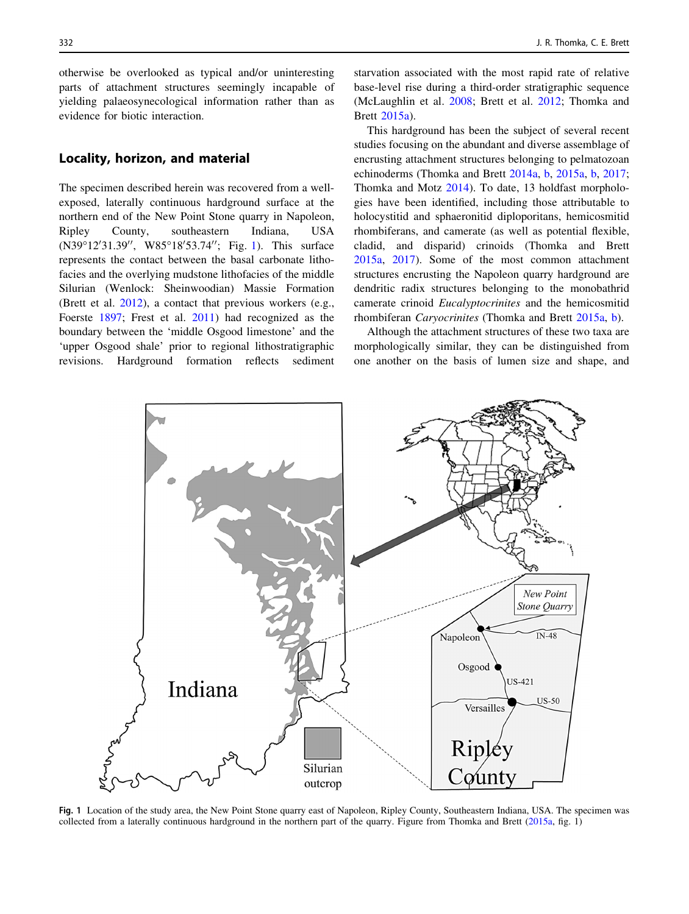otherwise be overlooked as typical and/or uninteresting parts of attachment structures seemingly incapable of yielding palaeosynecological information rather than as evidence for biotic interaction.

## Locality, horizon, and material

The specimen described herein was recovered from a well-exposed, laterally continuous hardground surface at the northern end of the New Point Stone quarry in Napoleon, Ripley County, southeastern Indiana, USA (N39°12′31.39″, W85°18′53.74″; Fig. 1). This surface represents the contact between the basal carbonate lithofacies and the overlying mudstone lithofacies of the middle Silurian (Wenlock: Sheinwoodian) Massie Formation (Brett et al. 2012), a contact that previous workers (e.g., Foerste 1897; Frest et al. 2011) had recognized as the boundary between the 'middle Osgood limestone' and the 'upper Osgood shale' prior to regional lithostratigraphic revisions. Hardground formation reflects sediment starvation associated with the most rapid rate of relative base-level rise during a third-order stratigraphic sequence (McLaughlin et al. 2008; Brett et al. 2012; Thomka and Brett 2015a).

This hardground has been the subject of several recent studies focusing on the abundant and diverse assemblage of encrusting attachment structures belonging to pelmatozoan echinoderms (Thomka and Brett 2014a, b, 2015a, b, 2017; Thomka and Motz 2014). To date, 13 holdfast morphologies have been identified, including those attributable to holocystitid and sphaeronitid diploporitans, hemicosmitid rhombiferans, and camerate (as well as potential flexible, cladid, and disparid) crinoids (Thomka and Brett 2015a, 2017). Some of the most common attachment structures encrusting the Napoleon quarry hardground are dendritic radix structures belonging to the monobathrid camerate crinoid *Eucalyptocrinites* and the hemicosmitid rhombiferan *Caryocrinites* (Thomka and Brett 2015a, b).

Although the attachment structures of these two taxa are morphologically similar, they can be distinguished from one another on the basis of lumen size and shape, and

Fig. 1 Location of the study area, the New Point Stone quarry east of Napoleon, Ripley County, Southeastern Indiana, USA. The specimen was collected from a laterally continuous hardground in the northern part of the quarry. Figure from Thomka and Brett (2015a, fig. 1)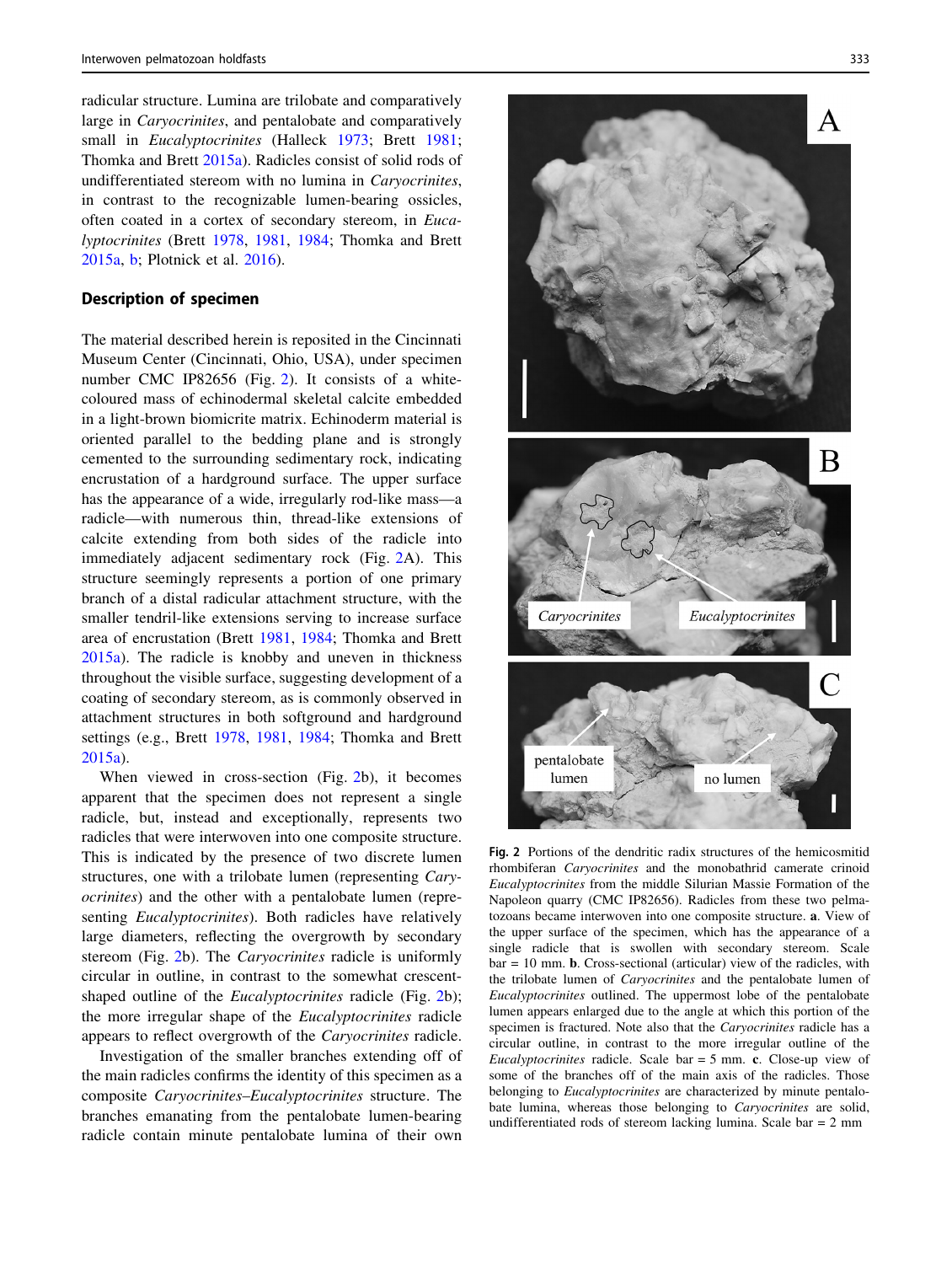radicular structure. Lumina are trilobate and comparatively large in *Caryocrinites*, and pentalobate and comparatively small in *Eucalyptocrinites* (Halleck 1973; Brett 1981; Thomka and Brett 2015a). Radicles consist of solid rods of undifferentiated stereom with no lumina in *Caryocrinites*, in contrast to the recognizable lumen-bearing ossicles, often coated in a cortex of secondary stereom, in *Eucalyptocrinites* (Brett 1978, 1981, 1984; Thomka and Brett 2015a, b; Plotnick et al. 2016).

## Description of specimen

The material described herein is reposited in the Cincinnati Museum Center (Cincinnati, Ohio, USA), under specimen number CMC IP82656 (Fig. 2). It consists of a white-coloured mass of echinodermal skeletal calcite embedded in a light-brown biomicrite matrix. Echinoderm material is oriented parallel to the bedding plane and is strongly cemented to the surrounding sedimentary rock, indicating encrustation of a hardground surface. The upper surface has the appearance of a wide, irregularly rod-like mass—a radicle—with numerous thin, thread-like extensions of calcite extending from both sides of the radicle into immediately adjacent sedimentary rock (Fig. 2A). This structure seemingly represents a portion of one primary branch of a distal radicular attachment structure, with the smaller tendril-like extensions serving to increase surface area of encrustation (Brett 1981, 1984; Thomka and Brett 2015a). The radicle is knobby and uneven in thickness throughout the visible surface, suggesting development of a coating of secondary stereom, as is commonly observed in attachment structures in both softground and hardground settings (e.g., Brett 1978, 1981, 1984; Thomka and Brett 2015a).

When viewed in cross-section (Fig. 2b), it becomes apparent that the specimen does not represent a single radicle, but, instead and exceptionally, represents two radicles that were interwoven into one composite structure. This is indicated by the presence of two discrete lumen structures, one with a trilobate lumen (representing *Caryocrinites*) and the other with a pentalobate lumen (representing *Eucalyptocrinites*). Both radicles have relatively large diameters, reflecting the overgrowth by secondary stereom (Fig. 2b). The *Caryocrinites* radicle is uniformly circular in outline, in contrast to the somewhat crescent-shaped outline of the *Eucalyptocrinites* radicle (Fig. 2b); the more irregular shape of the *Eucalyptocrinites* radicle appears to reflect overgrowth of the *Caryocrinites* radicle.

Investigation of the smaller branches extending off of the main radicles confirms the identity of this specimen as a composite *Caryocrinites*–*Eucalyptocrinites* structure. The branches emanating from the pentalobate lumen-bearing radicle contain minute pentalobate lumina of their own

**Fig. 2** Portions of the dendritic radix structures of the hemicosmitid rhombiferan *Caryocrinites* and the monobathrid camerate crinoid *Eucalyptocrinites* from the middle Silurian Massie Formation of the Napoleon quarry (CMC IP82656). Radicles from these two pelmatozoans became interwoven into one composite structure. **a**. View of the upper surface of the specimen, which has the appearance of a single radicle that is swollen with secondary stereom. Scale bar = 10 mm. **b**. Cross-sectional (articular) view of the radicles, with the trilobate lumen of *Caryocrinites* and the pentalobate lumen of *Eucalyptocrinites* outlined. The uppermost lobe of the pentalobate lumen appears enlarged due to the angle at which this portion of the specimen is fractured. Note also that the *Caryocrinites* radicle has a circular outline, in contrast to the more irregular outline of the *Eucalyptocrinites* radicle. Scale bar = 5 mm. **c**. Close-up view of some of the branches off of the main axis of the radicles. Those belonging to *Eucalyptocrinites* are characterized by minute pentalobate lumina, whereas those belonging to *Caryocrinites* are solid, undifferentiated rods of stereom lacking lumina. Scale bar = 2 mm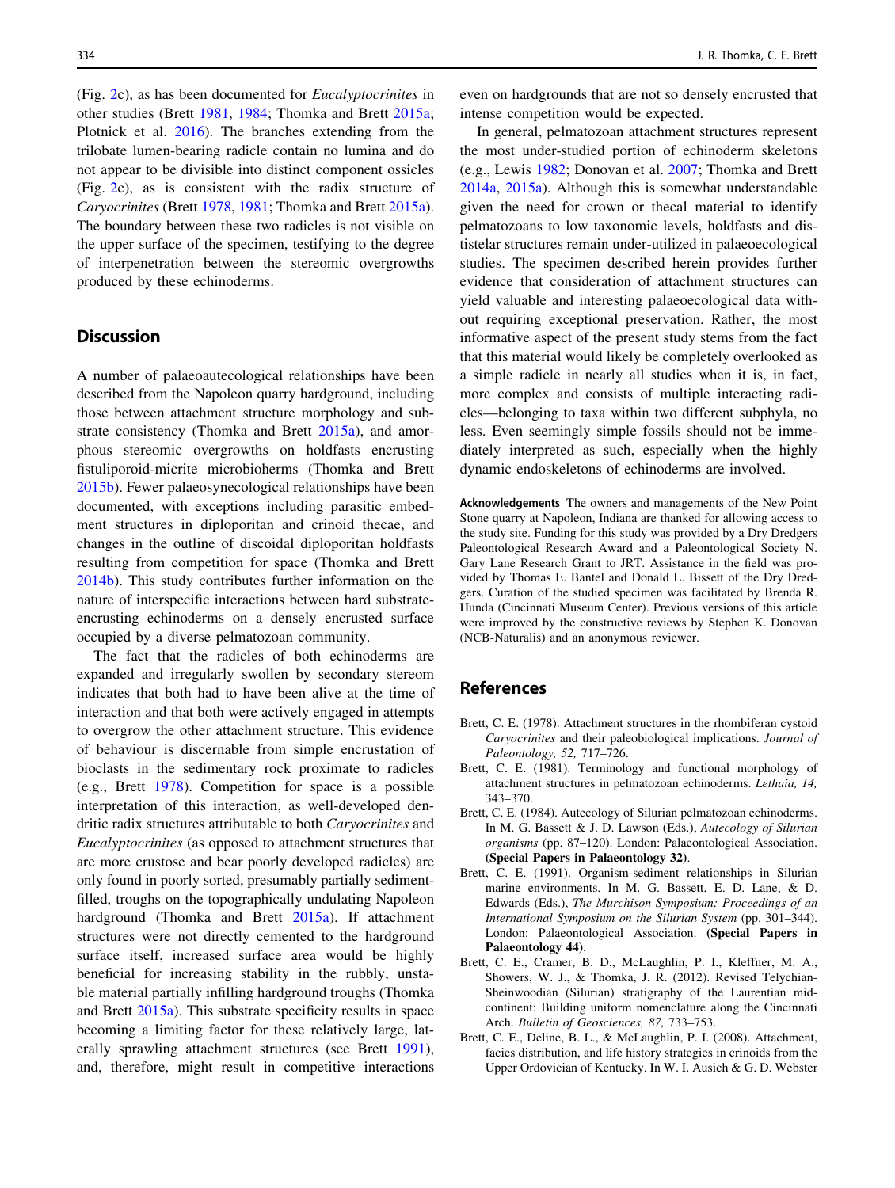(Fig. 2c), as has been documented for *Eucalyptocrinites* in other studies (Brett 1981, 1984; Thomka and Brett 2015a; Plotnick et al. 2016). The branches extending from the trilobate lumen-bearing radicle contain no lumina and do not appear to be divisible into distinct component ossicles (Fig. 2c), as is consistent with the radix structure of *Caryocrinites* (Brett 1978, 1981; Thomka and Brett 2015a). The boundary between these two radicles is not visible on the upper surface of the specimen, testifying to the degree of interpenetration between the stereomic overgrowths produced by these echinoderms.

## Discussion

A number of palaeoautecological relationships have been described from the Napoleon quarry hardground, including those between attachment structure morphology and substrate consistency (Thomka and Brett 2015a), and amorphous stereomic overgrowths on holdfasts encrusting fistuliporoid-micrite microbioherms (Thomka and Brett 2015b). Fewer palaeosynecological relationships have been documented, with exceptions including parasitic embedment structures in diploporitan and crinoid thecae, and changes in the outline of discoidal diploporitan holdfasts resulting from competition for space (Thomka and Brett 2014b). This study contributes further information on the nature of interspecific interactions between hard substrate-encrusting echinoderms on a densely encrusted surface occupied by a diverse pelmatozoan community.

The fact that the radicles of both echinoderms are expanded and irregularly swollen by secondary stereom indicates that both had to have been alive at the time of interaction and that both were actively engaged in attempts to overgrow the other attachment structure. This evidence of behaviour is discernable from simple encrustation of bioclasts in the sedimentary rock proximate to radicles (e.g., Brett 1978). Competition for space is a possible interpretation of this interaction, as well-developed dendritic radix structures attributable to both *Caryocrinites* and *Eucalyptocrinites* (as opposed to attachment structures that are more crustose and bear poorly developed radicles) are only found in poorly sorted, presumably partially sediment-filled, troughs on the topographically undulating Napoleon hardground (Thomka and Brett 2015a). If attachment structures were not directly cemented to the hardground surface itself, increased surface area would be highly beneficial for increasing stability in the rubbly, unstable material partially infilling hardground troughs (Thomka and Brett 2015a). This substrate specificity results in space becoming a limiting factor for these relatively large, laterally sprawling attachment structures (see Brett 1991), and, therefore, might result in competitive interactions even on hardgrounds that are not so densely encrusted that intense competition would be expected.

In general, pelmatozoan attachment structures represent the most under-studied portion of echinoderm skeletons (e.g., Lewis 1982; Donovan et al. 2007; Thomka and Brett 2014a, 2015a). Although this is somewhat understandable given the need for crown or thecal material to identify pelmatozoans to low taxonomic levels, holdfasts and dististelar structures remain under-utilized in palaeoecological studies. The specimen described herein provides further evidence that consideration of attachment structures can yield valuable and interesting palaeoecological data without requiring exceptional preservation. Rather, the most informative aspect of the present study stems from the fact that this material would likely be completely overlooked as a simple radicle in nearly all studies when it is, in fact, more complex and consists of multiple interacting radicles—belonging to taxa within two different subphyla, no less. Even seemingly simple fossils should not be immediately interpreted as such, especially when the highly dynamic endoskeletons of echinoderms are involved.

**Acknowledgements** The owners and managements of the New Point Stone quarry at Napoleon, Indiana are thanked for allowing access to the study site. Funding for this study was provided by a Dry Dredgers Paleontological Research Award and a Paleontological Society N. Gary Lane Research Grant to JRT. Assistance in the field was provided by Thomas E. Bantel and Donald L. Bissett of the Dry Dredgers. Curation of the studied specimen was facilitated by Brenda R. Hunda (Cincinnati Museum Center). Previous versions of this article were improved by the constructive reviews by Stephen K. Donovan (NCB-Naturalis) and an anonymous reviewer.

## References

Brett, C. E. (1978). Attachment structures in the rhombiferan cystoid *Caryocrinites* and their paleobiological implications. *Journal of Paleontology, 52,* 717–726.

Brett, C. E. (1981). Terminology and functional morphology of attachment structures in pelmatozoan echinoderms. *Lethaia, 14,* 343–370.

Brett, C. E. (1984). Autecology of Silurian pelmatozoan echinoderms. In M. G. Bassett & J. D. Lawson (Eds.), *Autecology of Silurian organisms* (pp. 87–120). London: Palaeontological Association. **(Special Papers in Palaeontology 32)**.

Brett, C. E. (1991). Organism-sediment relationships in Silurian marine environments. In M. G. Bassett, E. D. Lane, & D. Edwards (Eds.), *The Murchison Symposium: Proceedings of an International Symposium on the Silurian System* (pp. 301–344). London: Palaeontological Association. **(Special Papers in Palaeontology 44)**.

Brett, C. E., Cramer, B. D., McLaughlin, P. I., Kleffner, M. A., Showers, W. J., & Thomka, J. R. (2012). Revised Telychian-Sheinwoodian (Silurian) stratigraphy of the Laurentian mid-continent: Building uniform nomenclature along the Cincinnati Arch. *Bulletin of Geosciences, 87,* 733–753.

Brett, C. E., Deline, B. L., & McLaughlin, P. I. (2008). Attachment, facies distribution, and life history strategies in crinoids from the Upper Ordovician of Kentucky. In W. I. Ausich & G. D. Webster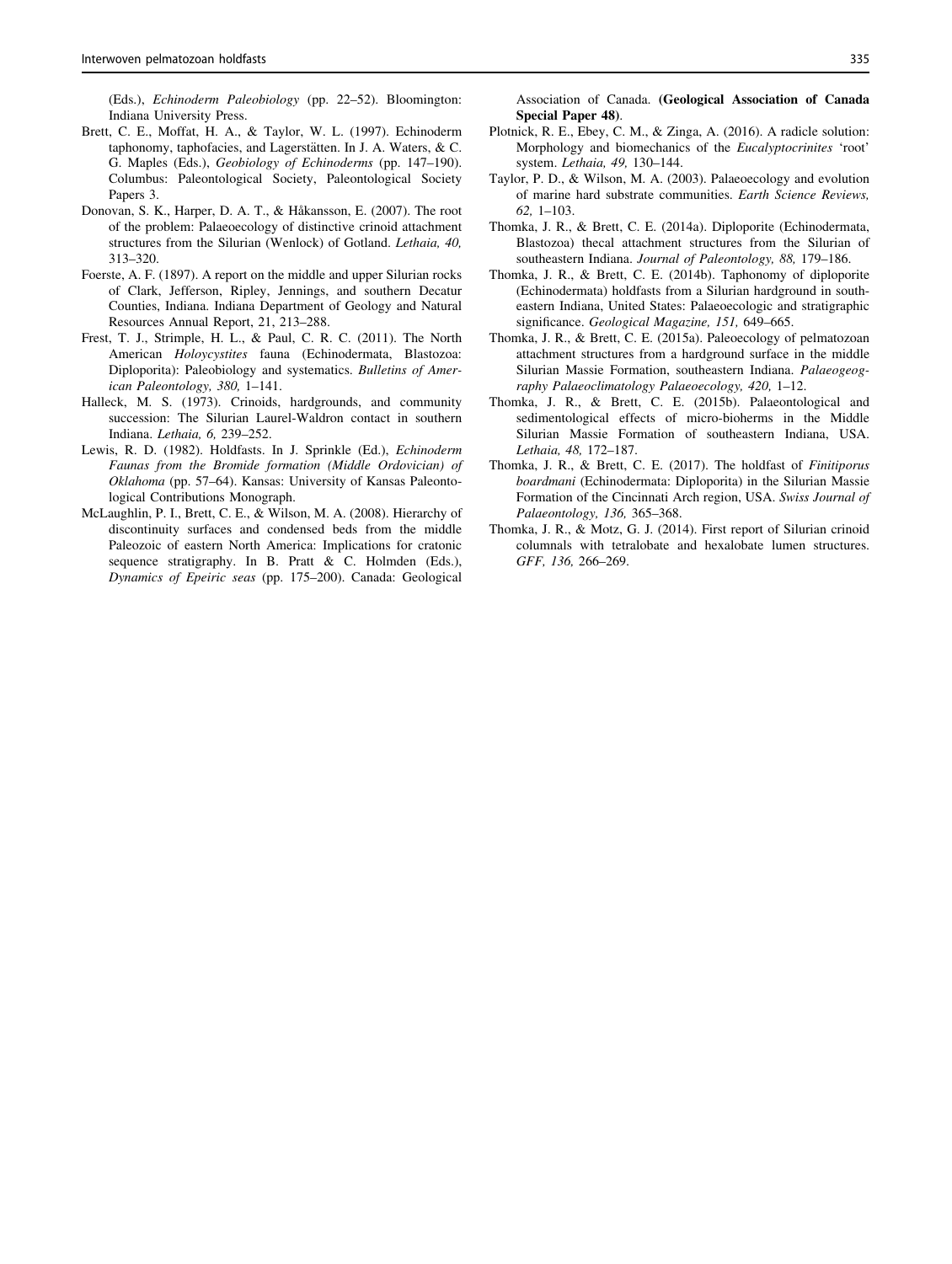(Eds.), *Echinoderm Paleobiology* (pp. 22–52). Bloomington: Indiana University Press.

Brett, C. E., Moffat, H. A., & Taylor, W. L. (1997). Echinoderm taphonomy, taphofacies, and Lagerstätten. In J. A. Waters, & C. G. Maples (Eds.), *Geobiology of Echinoderms* (pp. 147–190). Columbus: Paleontological Society, Paleontological Society Papers 3.

Donovan, S. K., Harper, D. A. T., & Håkansson, E. (2007). The root of the problem: Palaeoecology of distinctive crinoid attachment structures from the Silurian (Wenlock) of Gotland. *Lethaia, 40,* 313–320.

Foerste, A. F. (1897). A report on the middle and upper Silurian rocks of Clark, Jefferson, Ripley, Jennings, and southern Decatur Counties, Indiana. Indiana Department of Geology and Natural Resources Annual Report, 21, 213–288.

Frest, T. J., Strimple, H. L., & Paul, C. R. C. (2011). The North American *Holoycystites* fauna (Echinodermata, Blastozoa: Diploporita): Paleobiology and systematics. *Bulletins of American Paleontology, 380,* 1–141.

Halleck, M. S. (1973). Crinoids, hardgrounds, and community succession: The Silurian Laurel-Waldron contact in southern Indiana. *Lethaia, 6,* 239–252.

Lewis, R. D. (1982). Holdfasts. In J. Sprinkle (Ed.), *Echinoderm Faunas from the Bromide formation (Middle Ordovician) of Oklahoma* (pp. 57–64). Kansas: University of Kansas Paleontological Contributions Monograph.

McLaughlin, P. I., Brett, C. E., & Wilson, M. A. (2008). Hierarchy of discontinuity surfaces and condensed beds from the middle Paleozoic of eastern North America: Implications for cratonic sequence stratigraphy. In B. Pratt & C. Holmden (Eds.), *Dynamics of Epeiric seas* (pp. 175–200). Canada: Geological Association of Canada. **(Geological Association of Canada Special Paper 48)**.

Plotnick, R. E., Ebey, C. M., & Zinga, A. (2016). A radicle solution: Morphology and biomechanics of the *Eucalyptocrinites* 'root' system. *Lethaia, 49,* 130–144.

Taylor, P. D., & Wilson, M. A. (2003). Palaeoecology and evolution of marine hard substrate communities. *Earth Science Reviews, 62,* 1–103.

Thomka, J. R., & Brett, C. E. (2014a). Diploporite (Echinodermata, Blastozoa) thecal attachment structures from the Silurian of southeastern Indiana. *Journal of Paleontology, 88,* 179–186.

Thomka, J. R., & Brett, C. E. (2014b). Taphonomy of diploporite (Echinodermata) holdfasts from a Silurian hardground in southeastern Indiana, United States: Palaeoecologic and stratigraphic significance. *Geological Magazine, 151,* 649–665.

Thomka, J. R., & Brett, C. E. (2015a). Paleoecology of pelmatozoan attachment structures from a hardground surface in the middle Silurian Massie Formation, southeastern Indiana. *Palaeogeography Palaeoclimatology Palaeoecology, 420,* 1–12.

Thomka, J. R., & Brett, C. E. (2015b). Palaeontological and sedimentological effects of micro-bioherms in the Middle Silurian Massie Formation of southeastern Indiana, USA. *Lethaia, 48,* 172–187.

Thomka, J. R., & Brett, C. E. (2017). The holdfast of *Finitiporus boardmani* (Echinodermata: Diploporita) in the Silurian Massie Formation of the Cincinnati Arch region, USA. *Swiss Journal of Palaeontology, 136,* 365–368.

Thomka, J. R., & Motz, G. J. (2014). First report of Silurian crinoid columnals with tetralobate and hexalobate lumen structures. *GFF, 136,* 266–269.